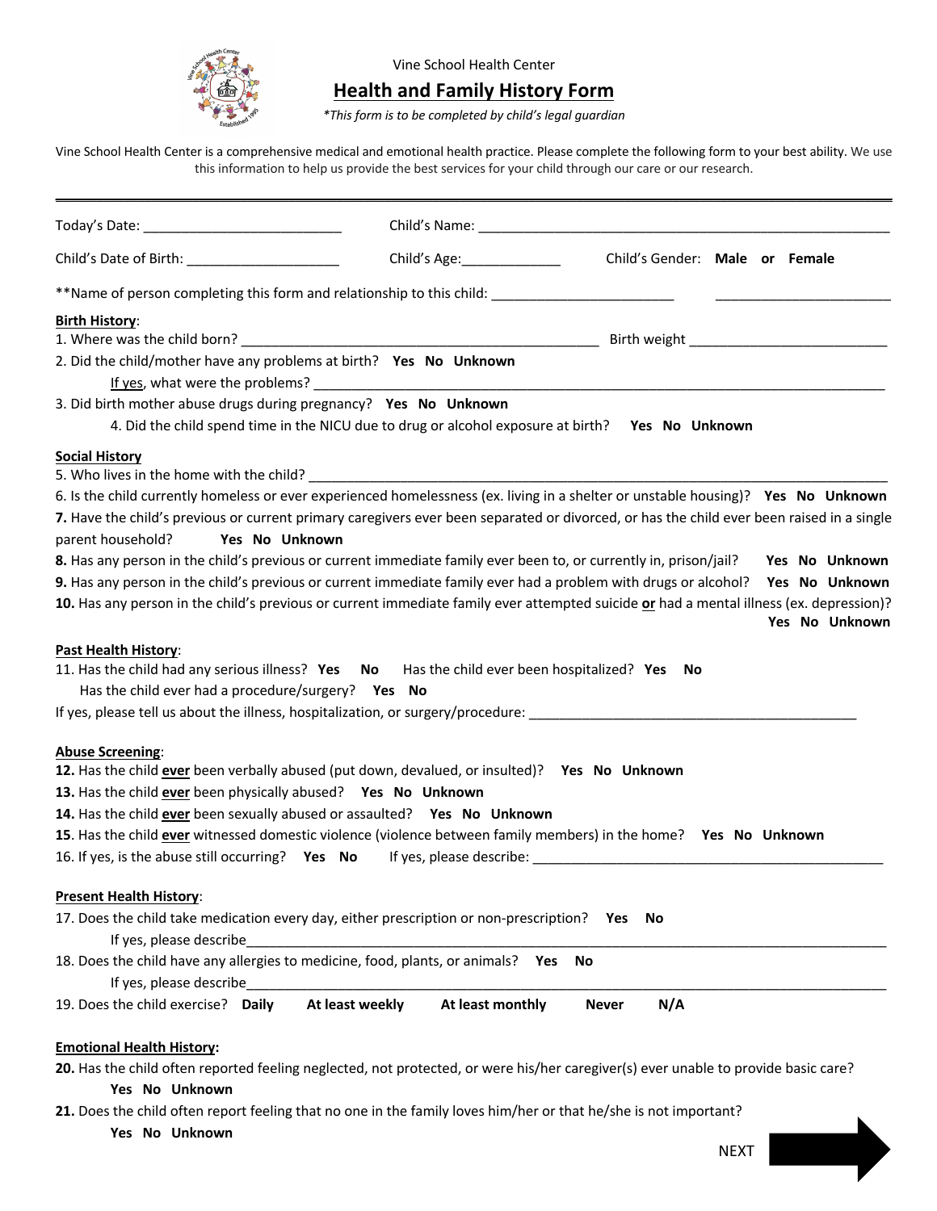Vine School Health Center

# Health and Family History Form

*\*This form is to be completed by child's legal guardian*

Vine School Health Center is a comprehensive medical and emotional health practice. Please complete the following form to your best ability. We use this information to help us provide the best services for your child through our care or our research.

---

Today's Date: ___________________________ Child's Name: ________________________________________________________

Child's Date of Birth: ____________________ Child's Age:_____________ Child's Gender: **Male or Female**

**Name of person completing this form and relationship to this child: ________________________ ________________________

**Birth History**:

1. Where was the child born? ________________________________________________ Birth weight __________________________
2. Did the child/mother have any problems at birth? **Yes No Unknown**
   If yes, what were the problems? ______________________________________________________________________________
3. Did birth mother abuse drugs during pregnancy? **Yes No Unknown**
   4. Did the child spend time in the NICU due to drug or alcohol exposure at birth? **Yes No Unknown**

**Social History**

5. Who lives in the home with the child? ______________________________________________________________________________
6. Is the child currently homeless or ever experienced homelessness (ex. living in a shelter or unstable housing)? **Yes No Unknown**

**7.** Have the child's previous or current primary caregivers ever been separated or divorced, or has the child ever been raised in a single parent household? **Yes No Unknown**

**8.** Has any person in the child's previous or current immediate family ever been to, or currently in, prison/jail? **Yes No Unknown**

**9.** Has any person in the child's previous or current immediate family ever had a problem with drugs or alcohol? **Yes No Unknown**

**10.** Has any person in the child's previous or current immediate family ever attempted suicide **or** had a mental illness (ex. depression)? **Yes No Unknown**

**Past Health History**:

11. Has the child had any serious illness? **Yes No** Has the child ever been hospitalized? **Yes No**
    Has the child ever had a procedure/surgery? **Yes No**

If yes, please tell us about the illness, hospitalization, or surgery/procedure: ____________________________________________

**Abuse Screening**:

**12.** Has the child **ever** been verbally abused (put down, devalued, or insulted)? **Yes No Unknown**

**13.** Has the child **ever** been physically abused? **Yes No Unknown**

**14.** Has the child **ever** been sexually abused or assaulted? **Yes No Unknown**

**15**. Has the child **ever** witnessed domestic violence (violence between family members) in the home? **Yes No Unknown**

16. If yes, is the abuse still occurring? **Yes No** If yes, please describe: ________________________________________________

**Present Health History**:

17. Does the child take medication every day, either prescription or non-prescription? **Yes No**
    If yes, please describe__________________________________________________________________________________________
18. Does the child have any allergies to medicine, food, plants, or animals? **Yes No**
    If yes, please describe__________________________________________________________________________________________
19. Does the child exercise? **Daily At least weekly At least monthly Never N/A**

**Emotional Health History:**

**20.** Has the child often reported feeling neglected, not protected, or were his/her caregiver(s) ever unable to provide basic care?
**Yes No Unknown**

**21.** Does the child often report feeling that no one in the family loves him/her or that he/she is not important?
**Yes No Unknown**

NEXT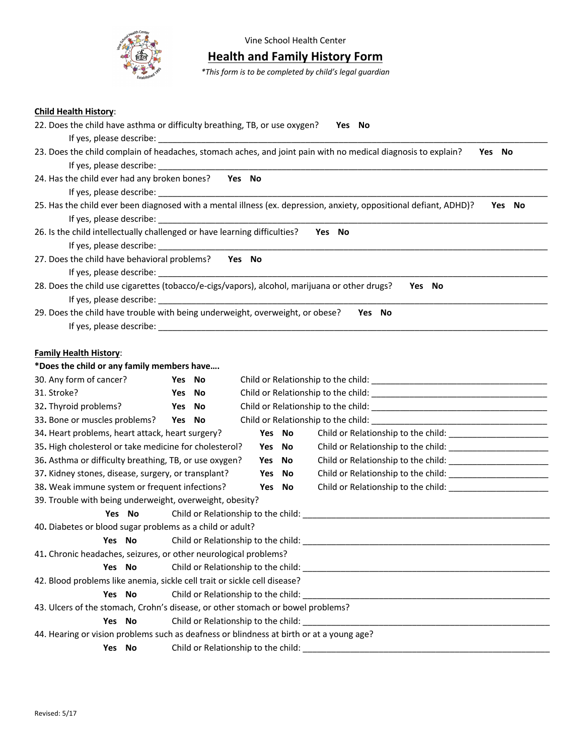Vine School Health Center

# Health and Family History Form

*\*This form is to be completed by child's legal guardian*

**Child Health History**:

22. Does the child have asthma or difficulty breathing, TB, or use oxygen? **Yes No**
    If yes, please describe: ______________________________________________
23. Does the child complain of headaches, stomach aches, and joint pain with no medical diagnosis to explain? **Yes No**
    If yes, please describe: ______________________________________________
24. Has the child ever had any broken bones? **Yes No**
    If yes, please describe: ______________________________________________
25. Has the child ever been diagnosed with a mental illness (ex. depression, anxiety, oppositional defiant, ADHD)? **Yes No**
    If yes, please describe: ______________________________________________
26. Is the child intellectually challenged or have learning difficulties? **Yes No**
    If yes, please describe: ______________________________________________
27. Does the child have behavioral problems? **Yes No**
    If yes, please describe: ______________________________________________
28. Does the child use cigarettes (tobacco/e-cigs/vapors), alcohol, marijuana or other drugs? **Yes No**
    If yes, please describe: ______________________________________________
29. Does the child have trouble with being underweight, overweight, or obese? **Yes No**
    If yes, please describe: ______________________________________________

**Family Health History**:

**\*Does the child or any family members have….**

30. Any form of cancer? **Yes No** Child or Relationship to the child: ____________________
31. Stroke? **Yes No** Child or Relationship to the child: ____________________
32. Thyroid problems? **Yes No** Child or Relationship to the child: ____________________
33. Bone or muscles problems? **Yes No** Child or Relationship to the child: ____________________
34. Heart problems, heart attack, heart surgery? **Yes No** Child or Relationship to the child: ____________________
35. High cholesterol or take medicine for cholesterol? **Yes No** Child or Relationship to the child: ____________________
36. Asthma or difficulty breathing, TB, or use oxygen? **Yes No** Child or Relationship to the child: ____________________
37. Kidney stones, disease, surgery, or transplant? **Yes No** Child or Relationship to the child: ____________________
38. Weak immune system or frequent infections? **Yes No** Child or Relationship to the child: ____________________
39. Trouble with being underweight, overweight, obesity?
    **Yes No** Child or Relationship to the child: ____________________
40. Diabetes or blood sugar problems as a child or adult?
    **Yes No** Child or Relationship to the child: ____________________
41. Chronic headaches, seizures, or other neurological problems?
    **Yes No** Child or Relationship to the child: ____________________
42. Blood problems like anemia, sickle cell trait or sickle cell disease?
    **Yes No** Child or Relationship to the child: ____________________
43. Ulcers of the stomach, Crohn's disease, or other stomach or bowel problems?
    **Yes No** Child or Relationship to the child: ____________________
44. Hearing or vision problems such as deafness or blindness at birth or at a young age?
    **Yes No** Child or Relationship to the child: ____________________

Revised: 5/17